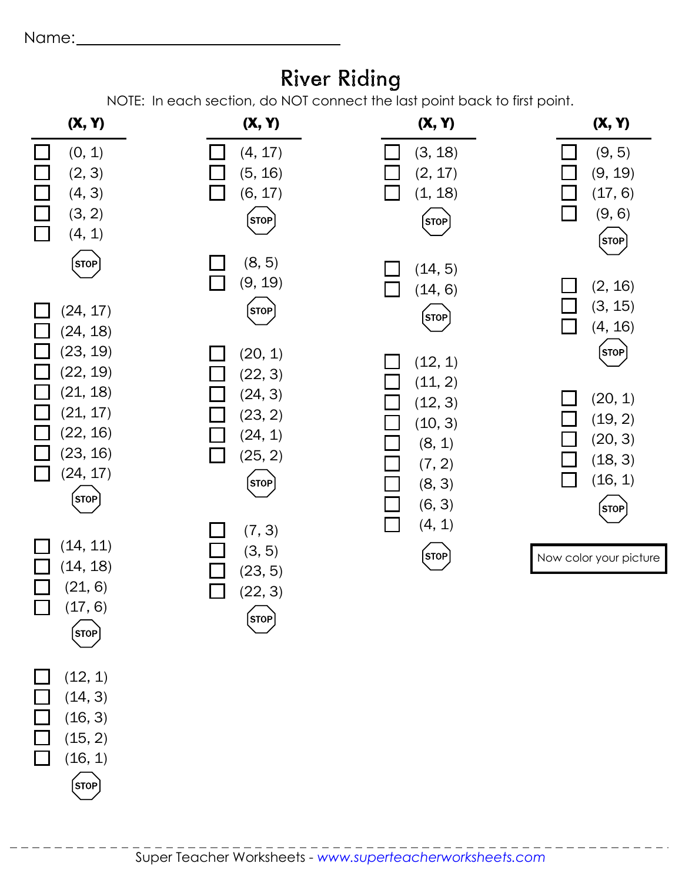Name:______________________________

# River Riding

NOTE: In each section, do NOT connect the last point back to first point.

**(X, Y)**

- ☐ (0, 1)
- ☐ (2, 3)
- ☐ (4, 3)
- ☐ (3, 2)
- ☐ (4, 1)

STOP

- ☐ (24, 17)
- ☐ (24, 18)
- ☐ (23, 19)
- ☐ (22, 19)
- ☐ (21, 18)
- ☐ (21, 17)
- ☐ (22, 16)
- ☐ (23, 16)
- ☐ (24, 17)

STOP

- ☐ (14, 11)
- ☐ (14, 18)
- ☐ (21, 6)
- ☐ (17, 6)

STOP

- ☐ (12, 1)
- ☐ (14, 3)
- ☐ (16, 3)
- ☐ (15, 2)
- ☐ (16, 1)

STOP

**(X, Y)**

- ☐ (4, 17)
- ☐ (5, 16)
- ☐ (6, 17)

STOP

- ☐ (8, 5)
- ☐ (9, 19)

STOP

- ☐ (20, 1)
- ☐ (22, 3)
- ☐ (24, 3)
- ☐ (23, 2)
- ☐ (24, 1)
- ☐ (25, 2)

STOP

- ☐ (7, 3)
- ☐ (3, 5)
- ☐ (23, 5)
- ☐ (22, 3)

STOP

**(X, Y)**

- ☐ (3, 18)
- ☐ (2, 17)
- ☐ (1, 18)

STOP

- ☐ (14, 5)
- ☐ (14, 6)

STOP

- ☐ (12, 1)
- ☐ (11, 2)
- ☐ (12, 3)
- ☐ (10, 3)
- ☐ (8, 1)
- ☐ (7, 2)
- ☐ (8, 3)
- ☐ (6, 3)
- ☐ (4, 1)

STOP

**(X, Y)**

- ☐ (9, 5)
- ☐ (9, 19)
- ☐ (17, 6)
- ☐ (9, 6)

STOP

- ☐ (2, 16)
- ☐ (3, 15)
- ☐ (4, 16)

STOP

- ☐ (20, 1)
- ☐ (19, 2)
- ☐ (20, 3)
- ☐ (18, 3)
- ☐ (16, 1)

STOP

Now color your picture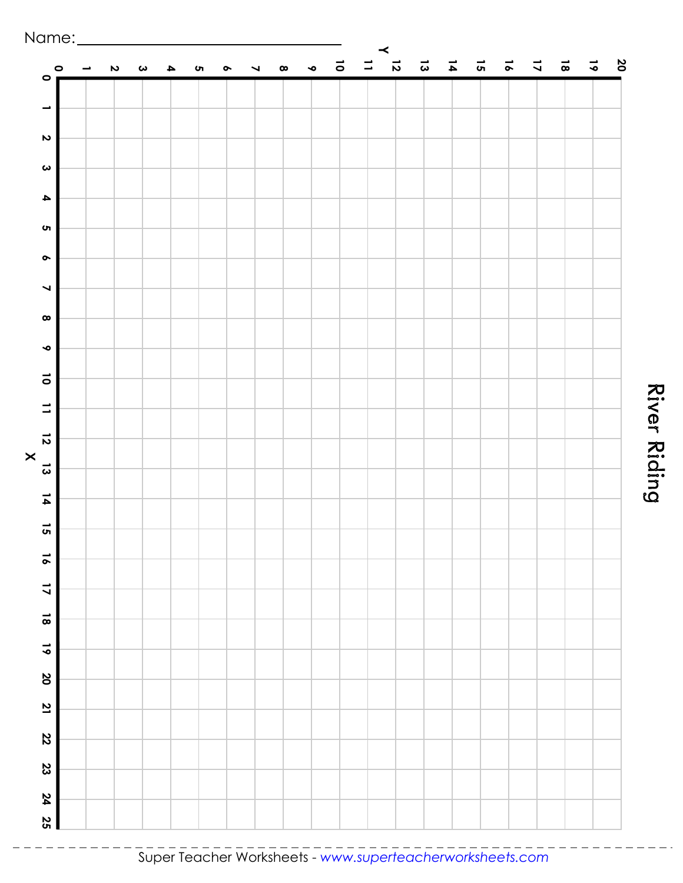Name: ______________________________

# River Riding

Y

0 1 2 3 4 5 6 7 8 9 10 11 12 13 14 15 16 17 18 19 20

X

0 1 2 3 4 5 6 7 8 9 10 11 12 13 14 15 16 17 18 19 20 21 22 23 24 25

Super Teacher Worksheets - www.superteacherworksheets.com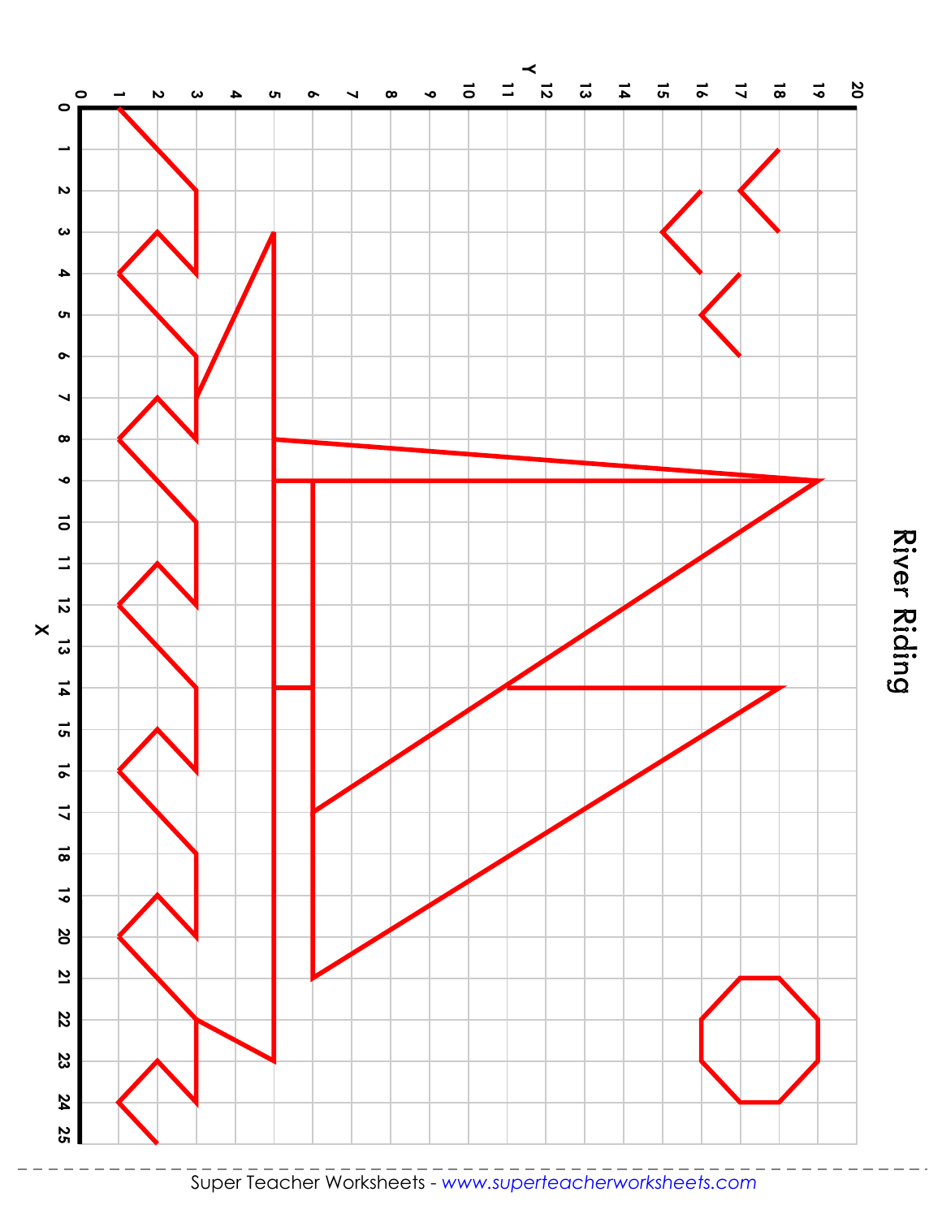# River Riding

Y

0 1 2 3 4 5 6 7 8 9 10 11 12 13 14 15 16 17 18 19 20

X

0 1 2 3 4 5 6 7 8 9 10 11 12 13 14 15 16 17 18 19 20 21 22 23 24 25